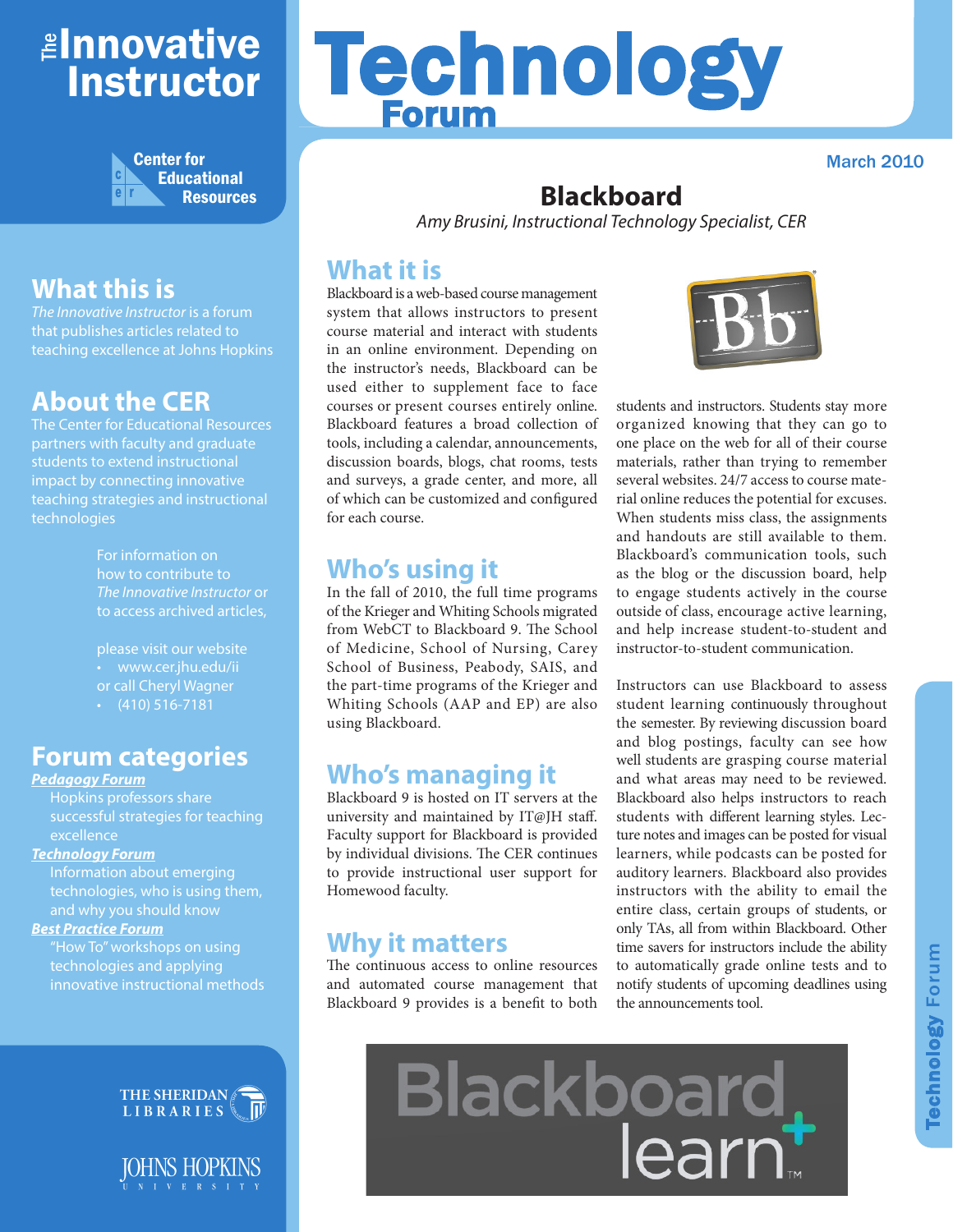# The Innovative Instructor

Center for Educational Resources

# Technology Forum

March 2010

## Blackboard

*Amy Brusini, Instructional Technology Specialist, CER*

### What it is

Blackboard is a web-based course management system that allows instructors to present course material and interact with students in an online environment. Depending on the instructor's needs, Blackboard can be used either to supplement face to face courses or present courses entirely online. Blackboard features a broad collection of tools, including a calendar, announcements, discussion boards, blogs, chat rooms, tests and surveys, a grade center, and more, all of which can be customized and configured for each course.

### Who's using it

In the fall of 2010, the full time programs of the Krieger and Whiting Schools migrated from WebCT to Blackboard 9. The School of Medicine, School of Nursing, Carey School of Business, Peabody, SAIS, and the part-time programs of the Krieger and Whiting Schools (AAP and EP) are also using Blackboard.

### Who's managing it

Blackboard 9 is hosted on IT servers at the university and maintained by IT@JH staff. Faculty support for Blackboard is provided by individual divisions. The CER continues to provide instructional user support for Homewood faculty.

### Why it matters

The continuous access to online resources and automated course management that Blackboard 9 provides is a benefit to both students and instructors. Students stay more organized knowing that they can go to one place on the web for all of their course materials, rather than trying to remember several websites. 24/7 access to course material online reduces the potential for excuses. When students miss class, the assignments and handouts are still available to them. Blackboard's communication tools, such as the blog or the discussion board, help to engage students actively in the course outside of class, encourage active learning, and help increase student-to-student and instructor-to-student communication.

Instructors can use Blackboard to assess student learning continuously throughout the semester. By reviewing discussion board and blog postings, faculty can see how well students are grasping course material and what areas may need to be reviewed. Blackboard also helps instructors to reach students with different learning styles. Lecture notes and images can be posted for visual learners, while podcasts can be posted for auditory learners. Blackboard also provides instructors with the ability to email the entire class, certain groups of students, or only TAs, all from within Blackboard. Other time savers for instructors include the ability to automatically grade online tests and to notify students of upcoming deadlines using the announcements tool.

---

## What this is

*The Innovative Instructor* is a forum that publishes articles related to teaching excellence at Johns Hopkins

## About the CER

The Center for Educational Resources partners with faculty and graduate students to extend instructional impact by connecting innovative teaching strategies and instructional technologies

For information on how to contribute to *The Innovative Instructor* or to access archived articles,

please visit our website
- www.cer.jhu.edu/ii

or call Cheryl Wagner
- (410) 516-7181

## Forum categories

***Pedagogy Forum***
Hopkins professors share successful strategies for teaching excellence

***Technology Forum***
Information about emerging technologies, who is using them, and why you should know

***Best Practice Forum***
"How To" workshops on using technologies and applying innovative instructional methods

The Sheridan Libraries
Johns Hopkins University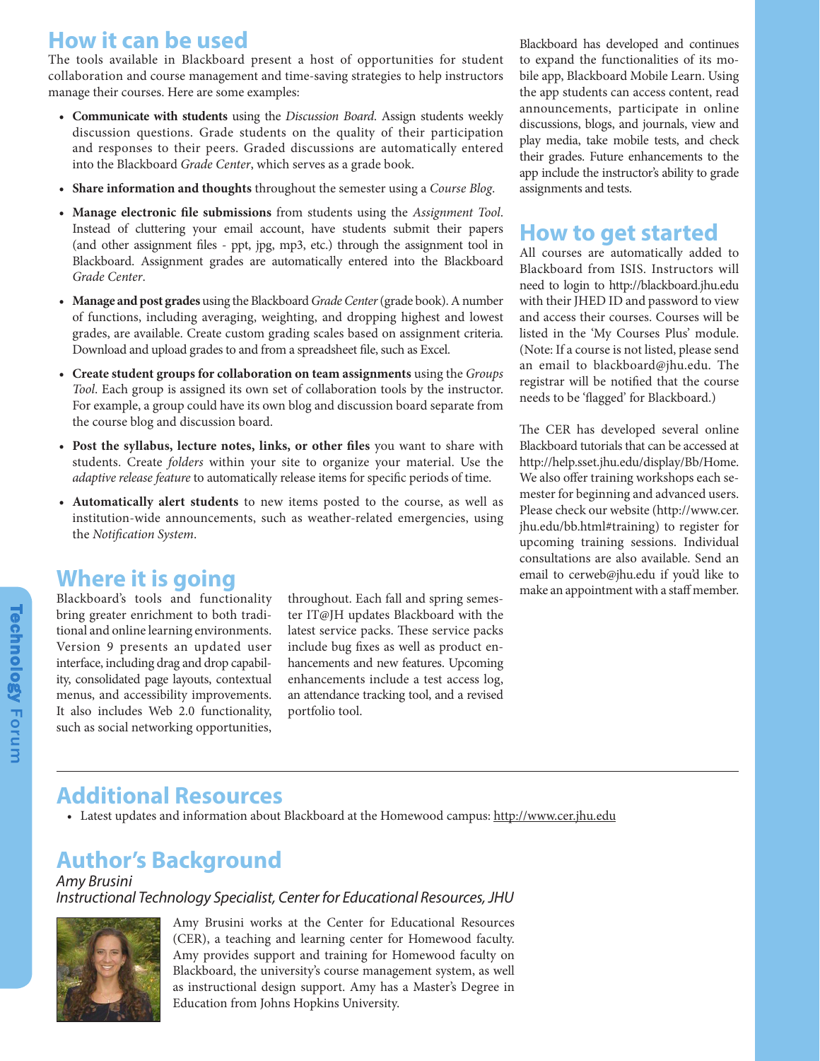## How it can be used

The tools available in Blackboard present a host of opportunities for student collaboration and course management and time-saving strategies to help instructors manage their courses. Here are some examples:

- **Communicate with students** using the *Discussion Board*. Assign students weekly discussion questions. Grade students on the quality of their participation and responses to their peers. Graded discussions are automatically entered into the Blackboard *Grade Center*, which serves as a grade book.
- **Share information and thoughts** throughout the semester using a *Course Blog*.
- **Manage electronic file submissions** from students using the *Assignment Tool*. Instead of cluttering your email account, have students submit their papers (and other assignment files - ppt, jpg, mp3, etc.) through the assignment tool in Blackboard. Assignment grades are automatically entered into the Blackboard *Grade Center*.
- **Manage and post grades** using the Blackboard *Grade Center* (grade book). A number of functions, including averaging, weighting, and dropping highest and lowest grades, are available. Create custom grading scales based on assignment criteria. Download and upload grades to and from a spreadsheet file, such as Excel.
- **Create student groups for collaboration on team assignments** using the *Groups Tool*. Each group is assigned its own set of collaboration tools by the instructor. For example, a group could have its own blog and discussion board separate from the course blog and discussion board.
- **Post the syllabus, lecture notes, links, or other files** you want to share with students. Create *folders* within your site to organize your material. Use the *adaptive release feature* to automatically release items for specific periods of time.
- **Automatically alert students** to new items posted to the course, as well as institution-wide announcements, such as weather-related emergencies, using the *Notification System*.

## Where it is going

Blackboard's tools and functionality bring greater enrichment to both traditional and online learning environments. Version 9 presents an updated user interface, including drag and drop capability, consolidated page layouts, contextual menus, and accessibility improvements. It also includes Web 2.0 functionality, such as social networking opportunities, throughout. Each fall and spring semester IT@JH updates Blackboard with the latest service packs. These service packs include bug fixes as well as product enhancements and new features. Upcoming enhancements include a test access log, an attendance tracking tool, and a revised portfolio tool.

Blackboard has developed and continues to expand the functionalities of its mobile app, Blackboard Mobile Learn. Using the app students can access content, read announcements, participate in online discussions, blogs, and journals, view and play media, take mobile tests, and check their grades. Future enhancements to the app include the instructor's ability to grade assignments and tests.

## How to get started

All courses are automatically added to Blackboard from ISIS. Instructors will need to login to http://blackboard.jhu.edu with their JHED ID and password to view and access their courses. Courses will be listed in the 'My Courses Plus' module. (Note: If a course is not listed, please send an email to blackboard@jhu.edu. The registrar will be notified that the course needs to be 'flagged' for Blackboard.)

The CER has developed several online Blackboard tutorials that can be accessed at http://help.sset.jhu.edu/display/Bb/Home. We also offer training workshops each semester for beginning and advanced users. Please check our website (http://www.cer.jhu.edu/bb.html#training) to register for upcoming training sessions. Individual consultations are also available. Send an email to cerweb@jhu.edu if you'd like to make an appointment with a staff member.

## Additional Resources

- Latest updates and information about Blackboard at the Homewood campus: http://www.cer.jhu.edu

## Author's Background

*Amy Brusini*
*Instructional Technology Specialist, Center for Educational Resources, JHU*

Amy Brusini works at the Center for Educational Resources (CER), a teaching and learning center for Homewood faculty. Amy provides support and training for Homewood faculty on Blackboard, the university's course management system, as well as instructional design support. Amy has a Master's Degree in Education from Johns Hopkins University.